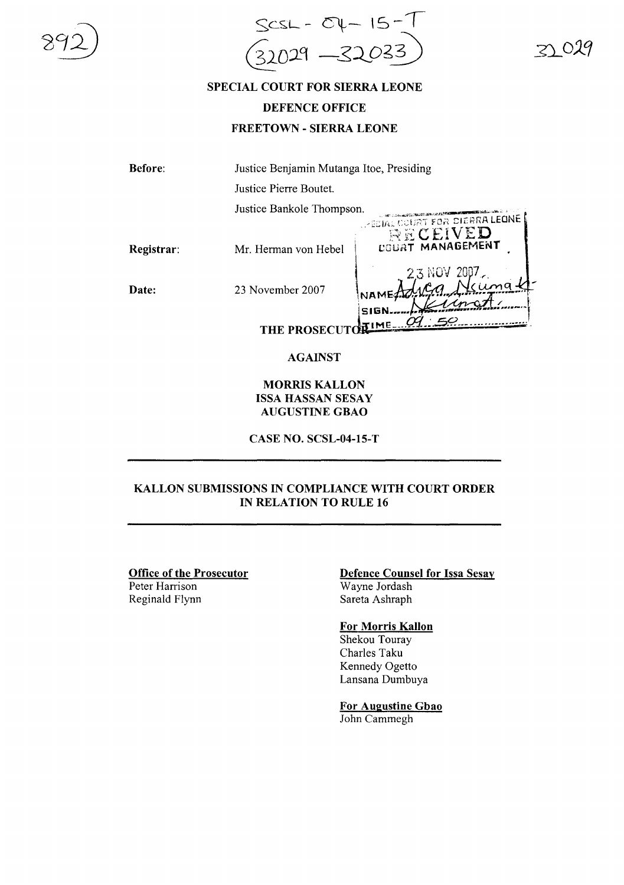SCSL - 04 - 15 - T
(32029 - 32033)

# SPECIAL COURT FOR SIERRA LEONE
## DEFENCE OFFICE
## FREETOWN - SIERRA LEONE

**Before:** Justice Benjamin Mutanga Itoe, Presiding
Justice Pierre Boutet.
Justice Bankole Thompson.

**Registrar:** Mr. Herman von Hebel

**Date:** 23 November 2007

SPECIAL COURT FOR SIERRA LEONE
RECEIVED
COURT MANAGEMENT
23 NOV 2007
NAME Adiga Nkumah
SIGN
TIME 09:50

**THE PROSECUTOR**

**AGAINST**

**MORRIS KALLON**
**ISSA HASSAN SESAY**
**AUGUSTINE GBAO**

**CASE NO. SCSL-04-15-T**

---

**KALLON SUBMISSIONS IN COMPLIANCE WITH COURT ORDER IN RELATION TO RULE 16**

---

**Office of the Prosecutor**
Peter Harrison
Reginald Flynn

**Defence Counsel for Issa Sesay**
Wayne Jordash
Sareta Ashraph

**For Morris Kallon**
Shekou Touray
Charles Taku
Kennedy Ogetto
Lansana Dumbuya

**For Augustine Gbao**
John Cammegh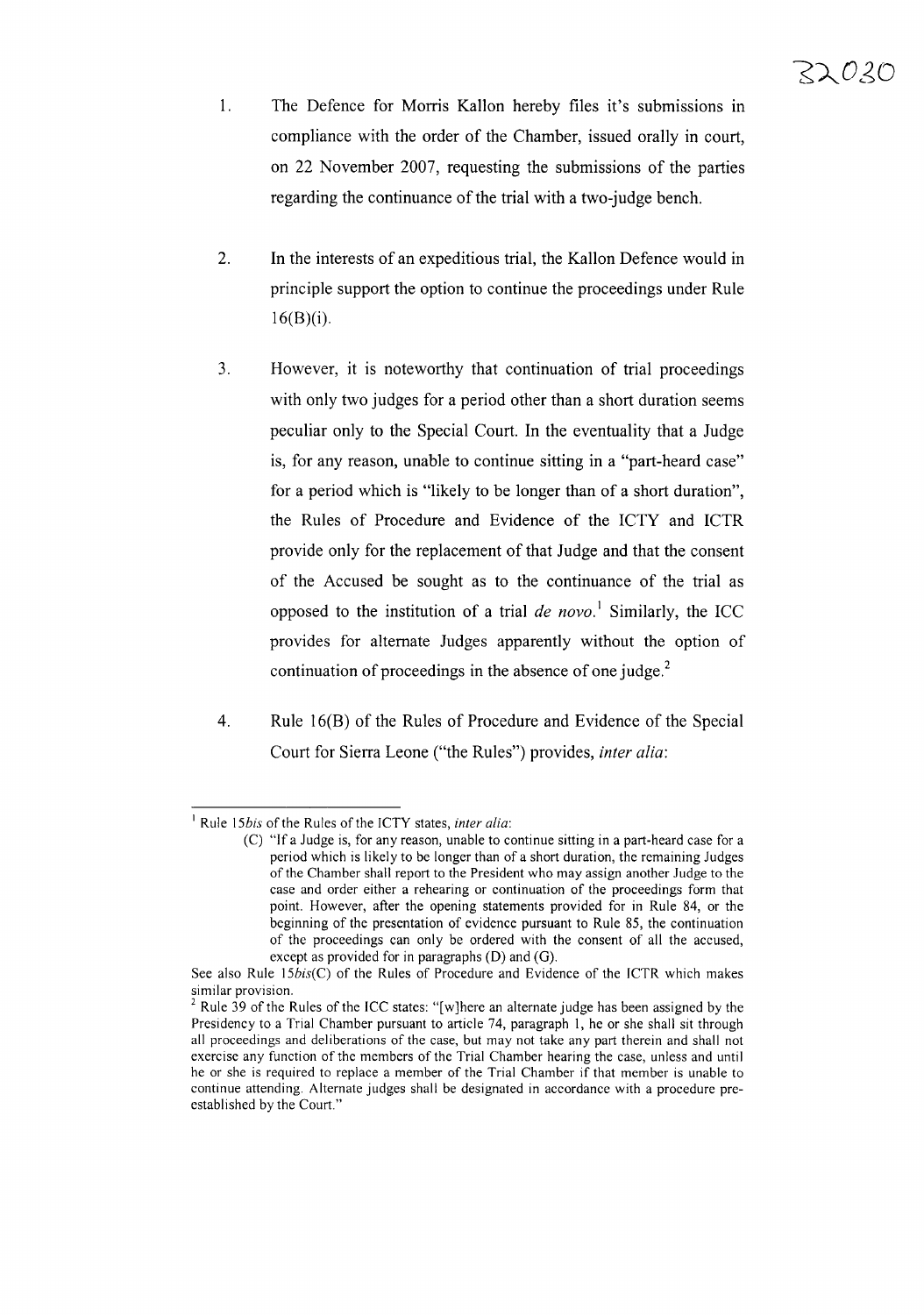1. The Defence for Morris Kallon hereby files it's submissions in compliance with the order of the Chamber, issued orally in court, on 22 November 2007, requesting the submissions of the parties regarding the continuance of the trial with a two-judge bench.

2. In the interests of an expeditious trial, the Kallon Defence would in principle support the option to continue the proceedings under Rule 16(B)(i).

3. However, it is noteworthy that continuation of trial proceedings with only two judges for a period other than a short duration seems peculiar only to the Special Court. In the eventuality that a Judge is, for any reason, unable to continue sitting in a "part-heard case" for a period which is "likely to be longer than of a short duration", the Rules of Procedure and Evidence of the ICTY and ICTR provide only for the replacement of that Judge and that the consent of the Accused be sought as to the continuance of the trial as opposed to the institution of a trial *de novo*.[1] Similarly, the ICC provides for alternate Judges apparently without the option of continuation of proceedings in the absence of one judge.[2]

4. Rule 16(B) of the Rules of Procedure and Evidence of the Special Court for Sierra Leone ("the Rules") provides, *inter alia*:

---

[1] Rule 15*bis* of the Rules of the ICTY states, *inter alia*:

> (C) "If a Judge is, for any reason, unable to continue sitting in a part-heard case for a period which is likely to be longer than of a short duration, the remaining Judges of the Chamber shall report to the President who may assign another Judge to the case and order either a rehearing or continuation of the proceedings form that point. However, after the opening statements provided for in Rule 84, or the beginning of the presentation of evidence pursuant to Rule 85, the continuation of the proceedings can only be ordered with the consent of all the accused, except as provided for in paragraphs (D) and (G).

See also Rule 15*bis*(C) of the Rules of Procedure and Evidence of the ICTR which makes similar provision.

[2] Rule 39 of the Rules of the ICC states: "[w]here an alternate judge has been assigned by the Presidency to a Trial Chamber pursuant to article 74, paragraph 1, he or she shall sit through all proceedings and deliberations of the case, but may not take any part therein and shall not exercise any function of the members of the Trial Chamber hearing the case, unless and until he or she is required to replace a member of the Trial Chamber if that member is unable to continue attending. Alternate judges shall be designated in accordance with a procedure pre-established by the Court."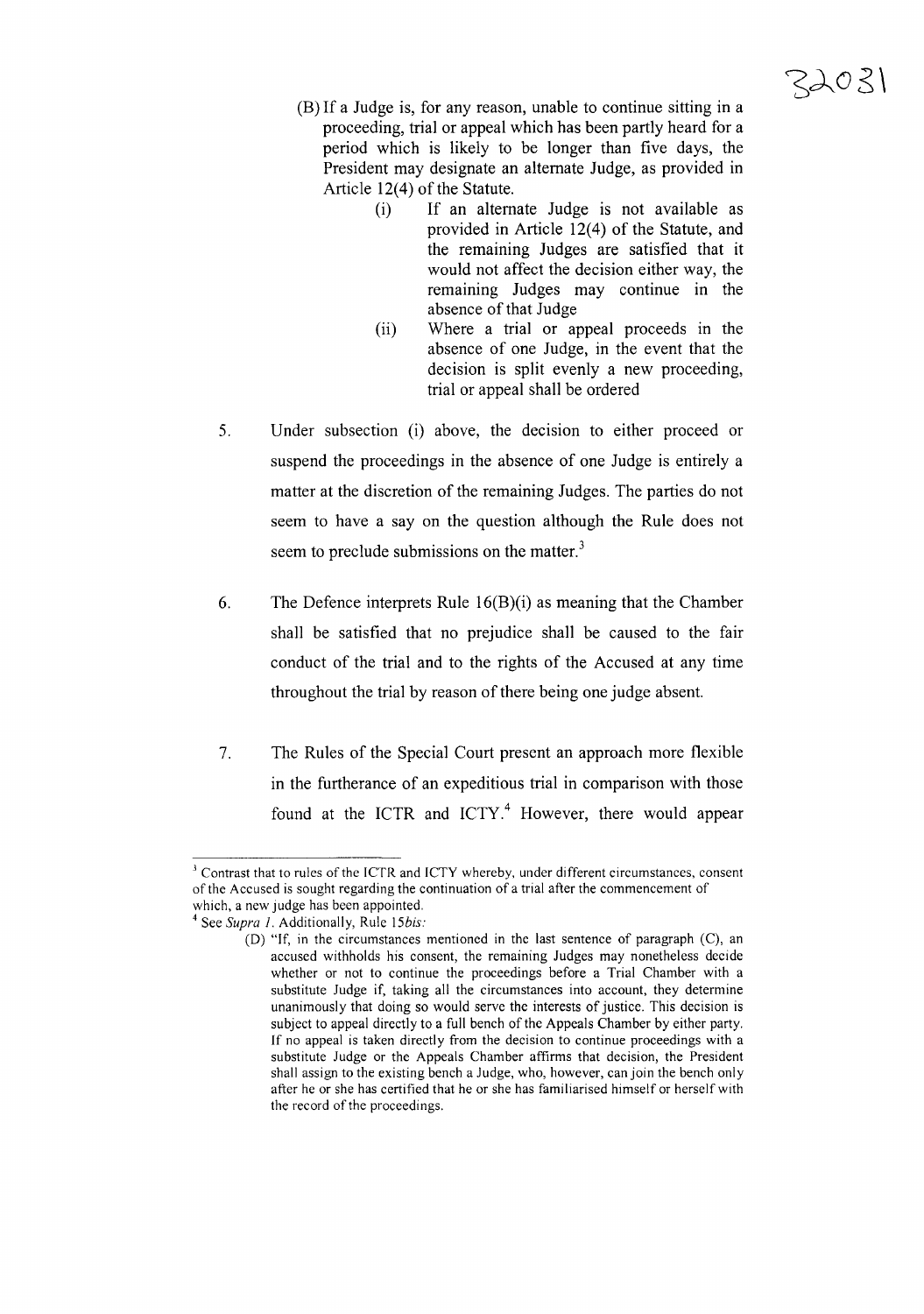(B) If a Judge is, for any reason, unable to continue sitting in a proceeding, trial or appeal which has been partly heard for a period which is likely to be longer than five days, the President may designate an alternate Judge, as provided in Article 12(4) of the Statute.

(i) If an alternate Judge is not available as provided in Article 12(4) of the Statute, and the remaining Judges are satisfied that it would not affect the decision either way, the remaining Judges may continue in the absence of that Judge

(ii) Where a trial or appeal proceeds in the absence of one Judge, in the event that the decision is split evenly a new proceeding, trial or appeal shall be ordered

5. Under subsection (i) above, the decision to either proceed or suspend the proceedings in the absence of one Judge is entirely a matter at the discretion of the remaining Judges. The parties do not seem to have a say on the question although the Rule does not seem to preclude submissions on the matter.[3]

6. The Defence interprets Rule 16(B)(i) as meaning that the Chamber shall be satisfied that no prejudice shall be caused to the fair conduct of the trial and to the rights of the Accused at any time throughout the trial by reason of there being one judge absent.

7. The Rules of the Special Court present an approach more flexible in the furtherance of an expeditious trial in comparison with those found at the ICTR and ICTY.[4] However, there would appear

---

[3] Contrast that to rules of the ICTR and ICTY whereby, under different circumstances, consent of the Accused is sought regarding the continuation of a trial after the commencement of which, a new judge has been appointed.

[4] See *Supra 1*. Additionally, Rule 15*bis*:

(D) "If, in the circumstances mentioned in the last sentence of paragraph (C), an accused withholds his consent, the remaining Judges may nonetheless decide whether or not to continue the proceedings before a Trial Chamber with a substitute Judge if, taking all the circumstances into account, they determine unanimously that doing so would serve the interests of justice. This decision is subject to appeal directly to a full bench of the Appeals Chamber by either party. If no appeal is taken directly from the decision to continue proceedings with a substitute Judge or the Appeals Chamber affirms that decision, the President shall assign to the existing bench a Judge, who, however, can join the bench only after he or she has certified that he or she has familiarised himself or herself with the record of the proceedings.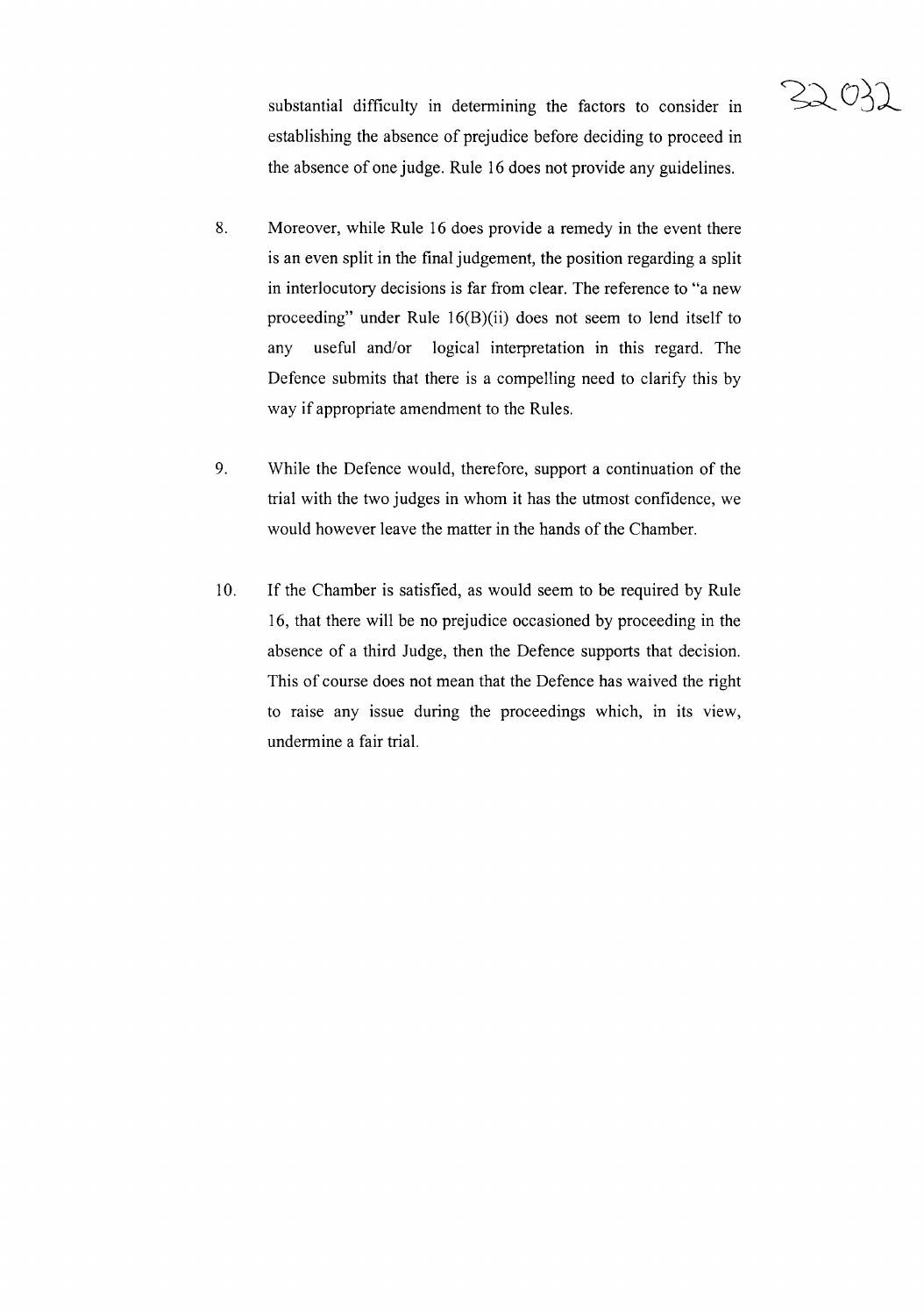substantial difficulty in determining the factors to consider in establishing the absence of prejudice before deciding to proceed in the absence of one judge. Rule 16 does not provide any guidelines.

8. Moreover, while Rule 16 does provide a remedy in the event there is an even split in the final judgement, the position regarding a split in interlocutory decisions is far from clear. The reference to "a new proceeding" under Rule 16(B)(ii) does not seem to lend itself to any useful and/or logical interpretation in this regard. The Defence submits that there is a compelling need to clarify this by way if appropriate amendment to the Rules.

9. While the Defence would, therefore, support a continuation of the trial with the two judges in whom it has the utmost confidence, we would however leave the matter in the hands of the Chamber.

10. If the Chamber is satisfied, as would seem to be required by Rule 16, that there will be no prejudice occasioned by proceeding in the absence of a third Judge, then the Defence supports that decision. This of course does not mean that the Defence has waived the right to raise any issue during the proceedings which, in its view, undermine a fair trial.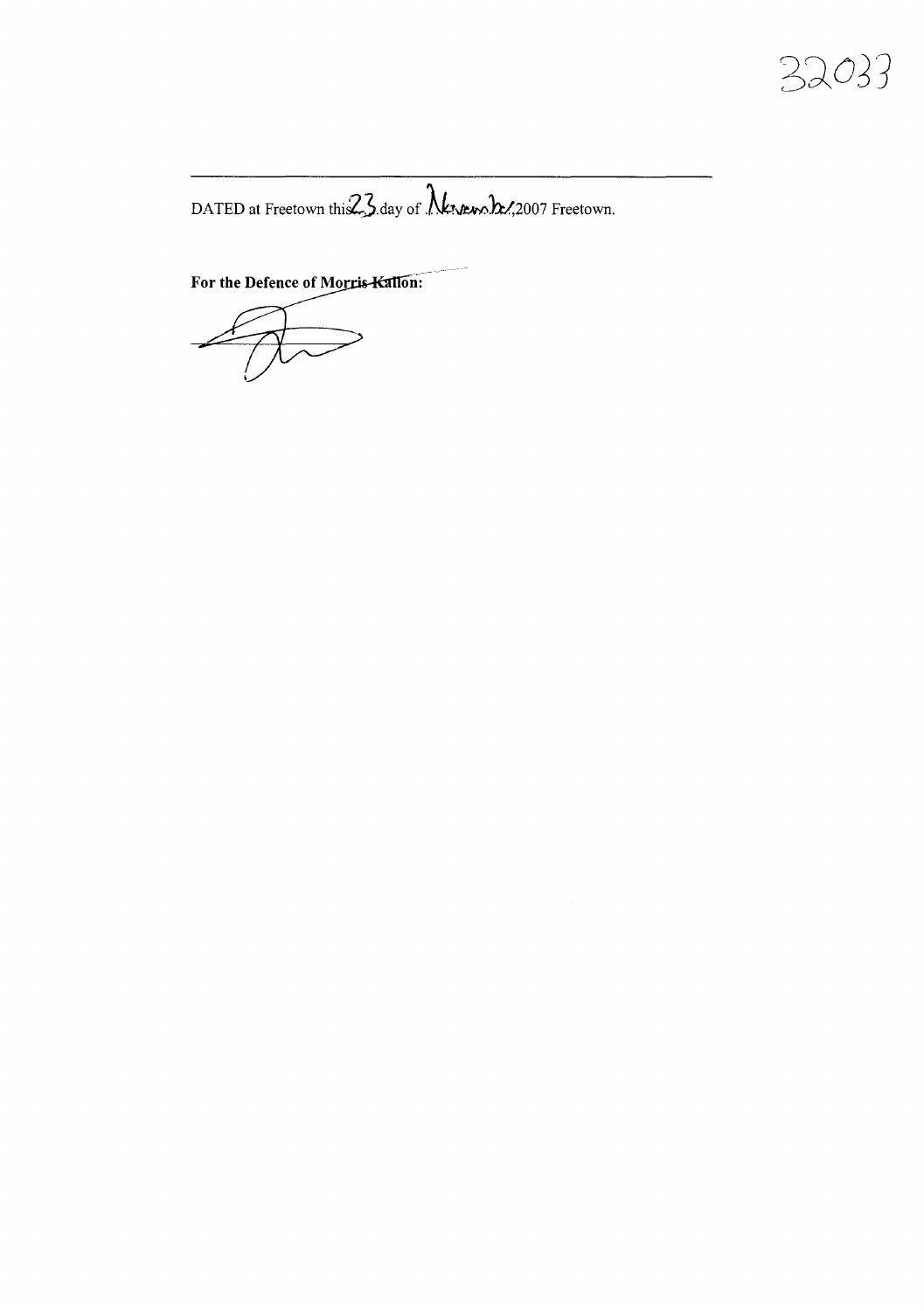DATED at Freetown this 23 day of November, 2007 Freetown.

**For the Defence of Morris Kallon:**